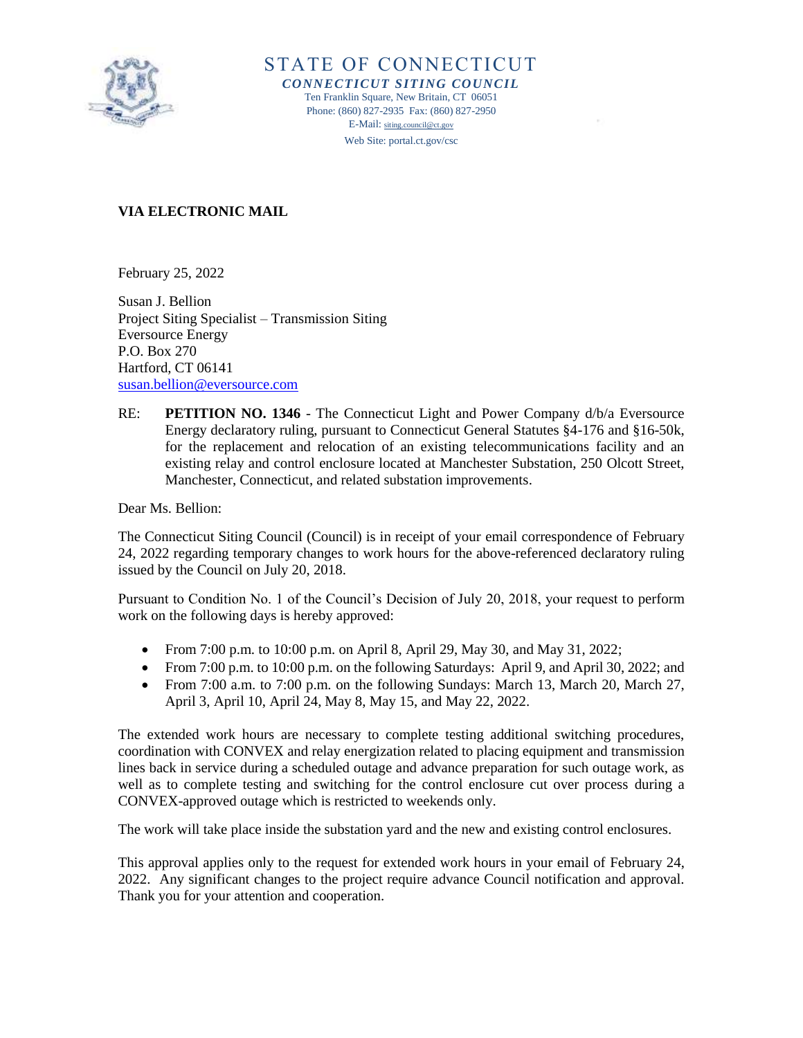# STATE OF CONNECTICUT

***CONNECTICUT SITING COUNCIL***

Ten Franklin Square, New Britain, CT 06051
Phone: (860) 827-2935 Fax: (860) 827-2950
E-Mail: siting.council@ct.gov
Web Site: portal.ct.gov/csc

**VIA ELECTRONIC MAIL**

February 25, 2022

Susan J. Bellion
Project Siting Specialist – Transmission Siting
Eversource Energy
P.O. Box 270
Hartford, CT 06141
susan.bellion@eversource.com

RE: **PETITION NO. 1346** - The Connecticut Light and Power Company d/b/a Eversource Energy declaratory ruling, pursuant to Connecticut General Statutes §4-176 and §16-50k, for the replacement and relocation of an existing telecommunications facility and an existing relay and control enclosure located at Manchester Substation, 250 Olcott Street, Manchester, Connecticut, and related substation improvements.

Dear Ms. Bellion:

The Connecticut Siting Council (Council) is in receipt of your email correspondence of February 24, 2022 regarding temporary changes to work hours for the above-referenced declaratory ruling issued by the Council on July 20, 2018.

Pursuant to Condition No. 1 of the Council's Decision of July 20, 2018, your request to perform work on the following days is hereby approved:

- From 7:00 p.m. to 10:00 p.m. on April 8, April 29, May 30, and May 31, 2022;
- From 7:00 p.m. to 10:00 p.m. on the following Saturdays: April 9, and April 30, 2022; and
- From 7:00 a.m. to 7:00 p.m. on the following Sundays: March 13, March 20, March 27, April 3, April 10, April 24, May 8, May 15, and May 22, 2022.

The extended work hours are necessary to complete testing additional switching procedures, coordination with CONVEX and relay energization related to placing equipment and transmission lines back in service during a scheduled outage and advance preparation for such outage work, as well as to complete testing and switching for the control enclosure cut over process during a CONVEX-approved outage which is restricted to weekends only.

The work will take place inside the substation yard and the new and existing control enclosures.

This approval applies only to the request for extended work hours in your email of February 24, 2022. Any significant changes to the project require advance Council notification and approval. Thank you for your attention and cooperation.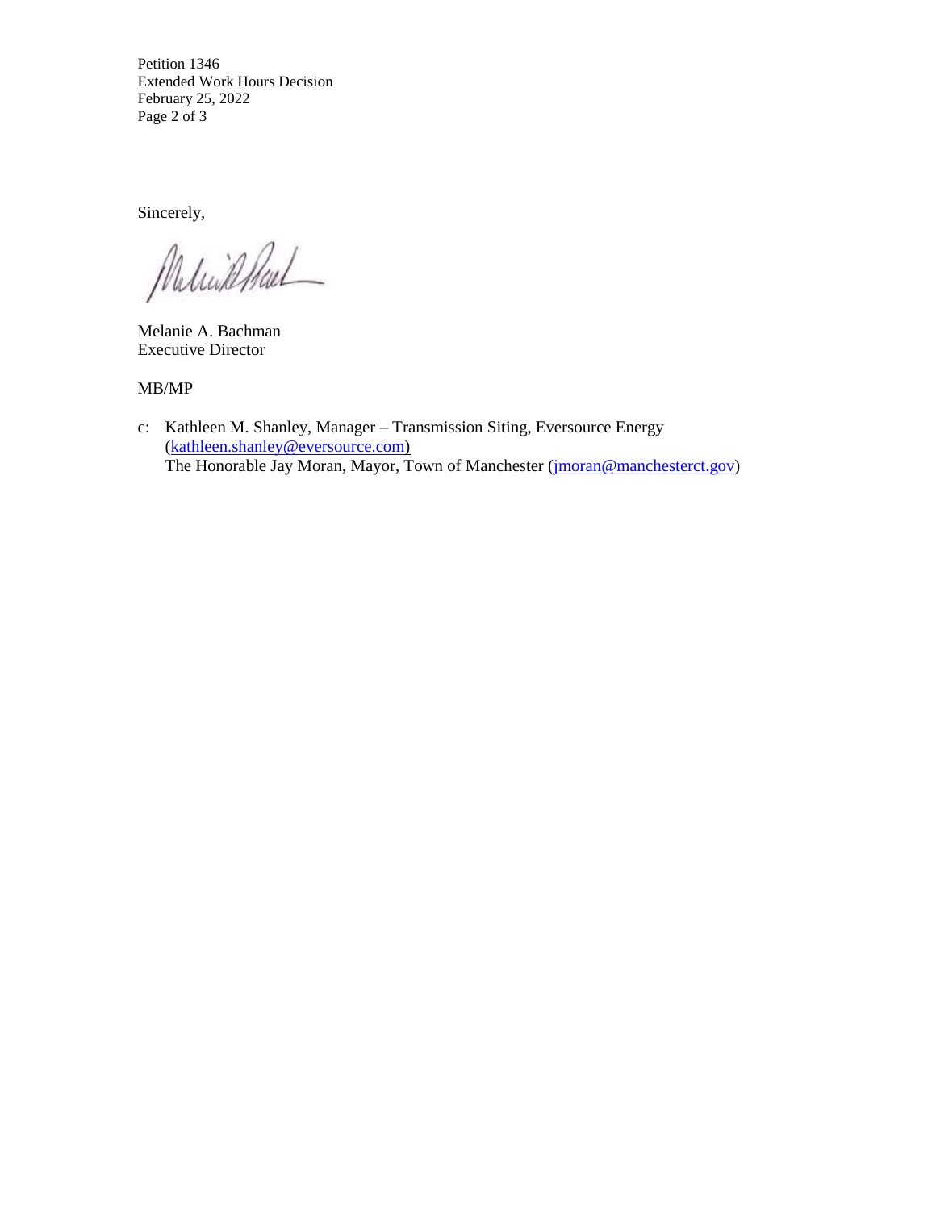Sincerely,

Melanie A. Bachman
Executive Director

MB/MP

c: Kathleen M. Shanley, Manager – Transmission Siting, Eversource Energy (kathleen.shanley@eversource.com)
The Honorable Jay Moran, Mayor, Town of Manchester (jmoran@manchesterct.gov)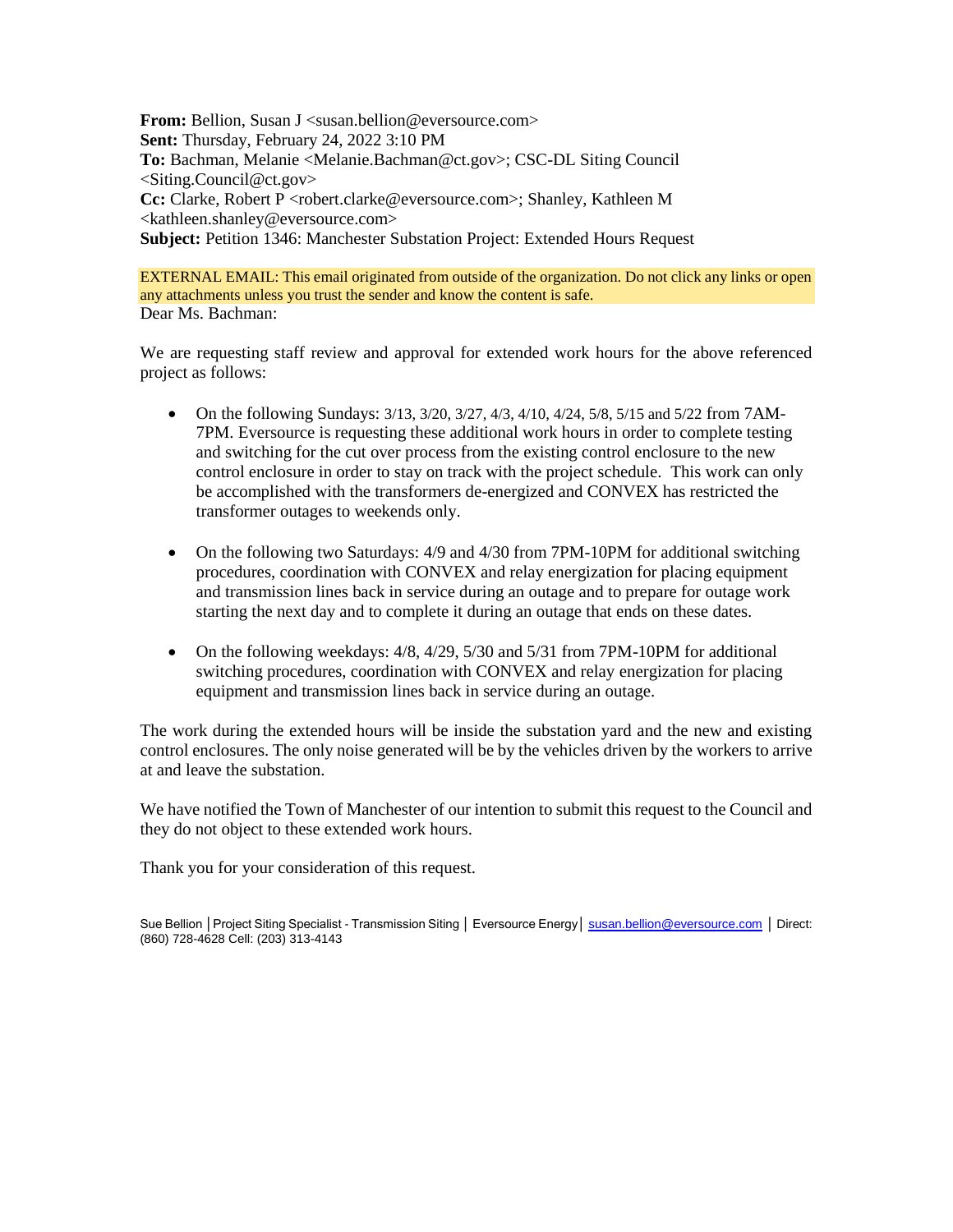**From:** Bellion, Susan J <susan.bellion@eversource.com>
**Sent:** Thursday, February 24, 2022 3:10 PM
**To:** Bachman, Melanie <Melanie.Bachman@ct.gov>; CSC-DL Siting Council <Siting.Council@ct.gov>
**Cc:** Clarke, Robert P <robert.clarke@eversource.com>; Shanley, Kathleen M <kathleen.shanley@eversource.com>
**Subject:** Petition 1346: Manchester Substation Project: Extended Hours Request

EXTERNAL EMAIL: This email originated from outside of the organization. Do not click any links or open any attachments unless you trust the sender and know the content is safe.

Dear Ms. Bachman:

We are requesting staff review and approval for extended work hours for the above referenced project as follows:

- On the following Sundays: 3/13, 3/20, 3/27, 4/3, 4/10, 4/24, 5/8, 5/15 and 5/22 from 7AM-7PM. Eversource is requesting these additional work hours in order to complete testing and switching for the cut over process from the existing control enclosure to the new control enclosure in order to stay on track with the project schedule. This work can only be accomplished with the transformers de-energized and CONVEX has restricted the transformer outages to weekends only.

- On the following two Saturdays: 4/9 and 4/30 from 7PM-10PM for additional switching procedures, coordination with CONVEX and relay energization for placing equipment and transmission lines back in service during an outage and to prepare for outage work starting the next day and to complete it during an outage that ends on these dates.

- On the following weekdays: 4/8, 4/29, 5/30 and 5/31 from 7PM-10PM for additional switching procedures, coordination with CONVEX and relay energization for placing equipment and transmission lines back in service during an outage.

The work during the extended hours will be inside the substation yard and the new and existing control enclosures. The only noise generated will be by the vehicles driven by the workers to arrive at and leave the substation.

We have notified the Town of Manchester of our intention to submit this request to the Council and they do not object to these extended work hours.

Thank you for your consideration of this request.

Sue Bellion │Project Siting Specialist - Transmission Siting │ Eversource Energy│ susan.bellion@eversource.com │ Direct: (860) 728-4628 Cell: (203) 313-4143